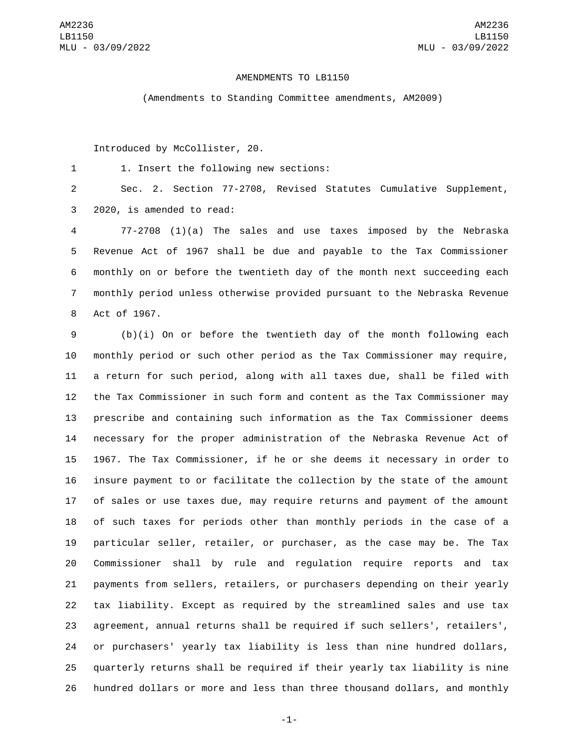AMENDMENTS TO LB1150

(Amendments to Standing Committee amendments, AM2009)

Introduced by McCollister, 20.

1. Insert the following new sections:

Sec. 2. Section 77-2708, Revised Statutes Cumulative Supplement, 2020, is amended to read:

77-2708 (1)(a) The sales and use taxes imposed by the Nebraska Revenue Act of 1967 shall be due and payable to the Tax Commissioner monthly on or before the twentieth day of the month next succeeding each monthly period unless otherwise provided pursuant to the Nebraska Revenue Act of 1967.

(b)(i) On or before the twentieth day of the month following each monthly period or such other period as the Tax Commissioner may require, a return for such period, along with all taxes due, shall be filed with the Tax Commissioner in such form and content as the Tax Commissioner may prescribe and containing such information as the Tax Commissioner deems necessary for the proper administration of the Nebraska Revenue Act of 1967. The Tax Commissioner, if he or she deems it necessary in order to insure payment to or facilitate the collection by the state of the amount of sales or use taxes due, may require returns and payment of the amount of such taxes for periods other than monthly periods in the case of a particular seller, retailer, or purchaser, as the case may be. The Tax Commissioner shall by rule and regulation require reports and tax payments from sellers, retailers, or purchasers depending on their yearly tax liability. Except as required by the streamlined sales and use tax agreement, annual returns shall be required if such sellers', retailers', or purchasers' yearly tax liability is less than nine hundred dollars, quarterly returns shall be required if their yearly tax liability is nine hundred dollars or more and less than three thousand dollars, and monthly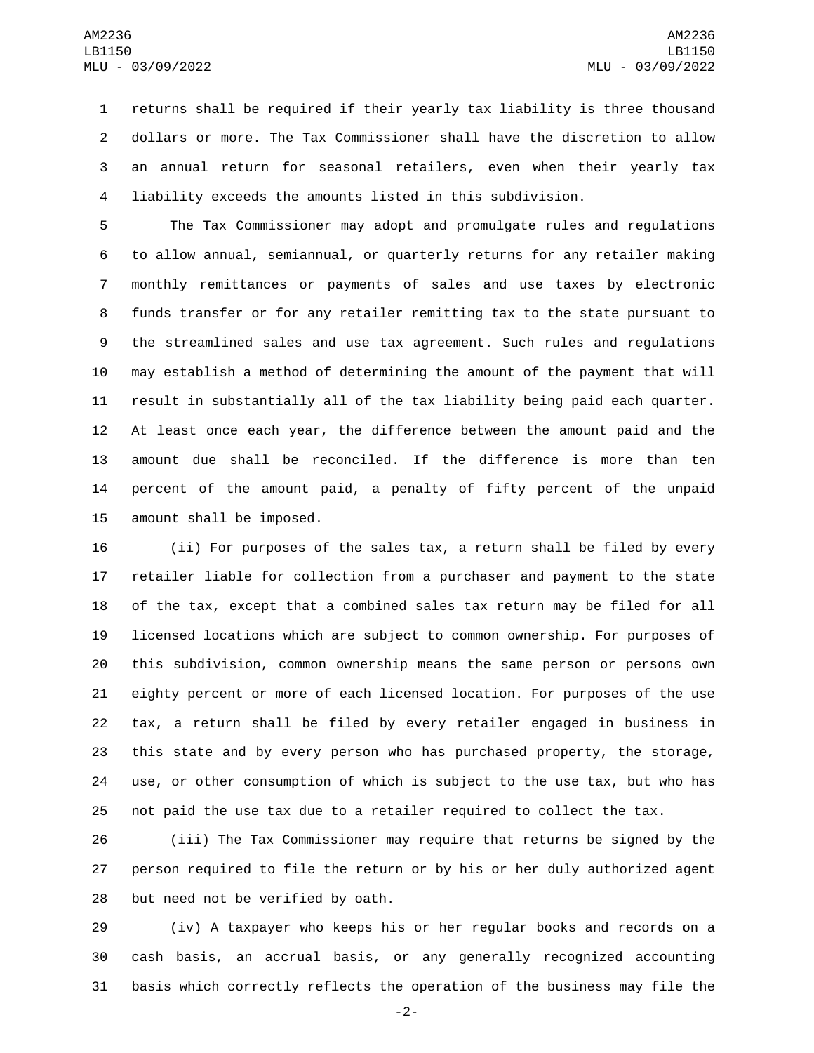returns shall be required if their yearly tax liability is three thousand dollars or more. The Tax Commissioner shall have the discretion to allow an annual return for seasonal retailers, even when their yearly tax liability exceeds the amounts listed in this subdivision.

The Tax Commissioner may adopt and promulgate rules and regulations to allow annual, semiannual, or quarterly returns for any retailer making monthly remittances or payments of sales and use taxes by electronic funds transfer or for any retailer remitting tax to the state pursuant to the streamlined sales and use tax agreement. Such rules and regulations may establish a method of determining the amount of the payment that will result in substantially all of the tax liability being paid each quarter. At least once each year, the difference between the amount paid and the amount due shall be reconciled. If the difference is more than ten percent of the amount paid, a penalty of fifty percent of the unpaid amount shall be imposed.

(ii) For purposes of the sales tax, a return shall be filed by every retailer liable for collection from a purchaser and payment to the state of the tax, except that a combined sales tax return may be filed for all licensed locations which are subject to common ownership. For purposes of this subdivision, common ownership means the same person or persons own eighty percent or more of each licensed location. For purposes of the use tax, a return shall be filed by every retailer engaged in business in this state and by every person who has purchased property, the storage, use, or other consumption of which is subject to the use tax, but who has not paid the use tax due to a retailer required to collect the tax.

(iii) The Tax Commissioner may require that returns be signed by the person required to file the return or by his or her duly authorized agent but need not be verified by oath.

(iv) A taxpayer who keeps his or her regular books and records on a cash basis, an accrual basis, or any generally recognized accounting basis which correctly reflects the operation of the business may file the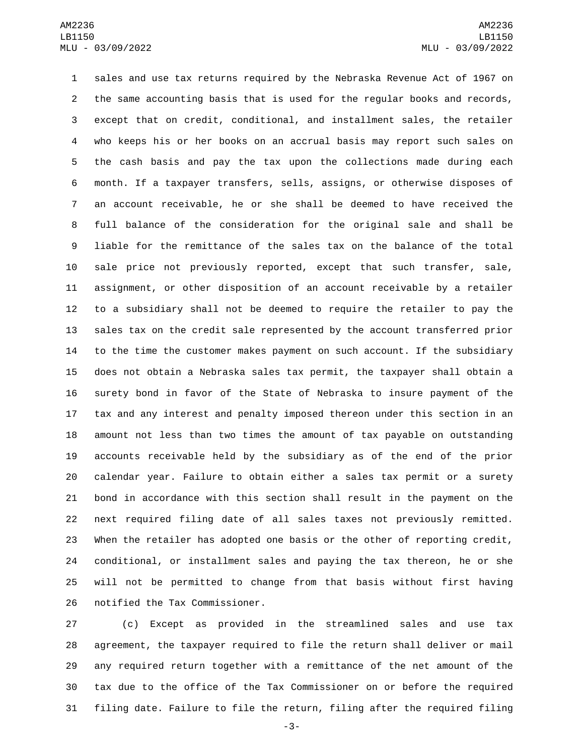sales and use tax returns required by the Nebraska Revenue Act of 1967 on the same accounting basis that is used for the regular books and records, except that on credit, conditional, and installment sales, the retailer who keeps his or her books on an accrual basis may report such sales on the cash basis and pay the tax upon the collections made during each month. If a taxpayer transfers, sells, assigns, or otherwise disposes of an account receivable, he or she shall be deemed to have received the full balance of the consideration for the original sale and shall be liable for the remittance of the sales tax on the balance of the total sale price not previously reported, except that such transfer, sale, assignment, or other disposition of an account receivable by a retailer to a subsidiary shall not be deemed to require the retailer to pay the sales tax on the credit sale represented by the account transferred prior to the time the customer makes payment on such account. If the subsidiary does not obtain a Nebraska sales tax permit, the taxpayer shall obtain a surety bond in favor of the State of Nebraska to insure payment of the tax and any interest and penalty imposed thereon under this section in an amount not less than two times the amount of tax payable on outstanding accounts receivable held by the subsidiary as of the end of the prior calendar year. Failure to obtain either a sales tax permit or a surety bond in accordance with this section shall result in the payment on the next required filing date of all sales taxes not previously remitted. When the retailer has adopted one basis or the other of reporting credit, conditional, or installment sales and paying the tax thereon, he or she will not be permitted to change from that basis without first having notified the Tax Commissioner.

(c) Except as provided in the streamlined sales and use tax agreement, the taxpayer required to file the return shall deliver or mail any required return together with a remittance of the net amount of the tax due to the office of the Tax Commissioner on or before the required filing date. Failure to file the return, filing after the required filing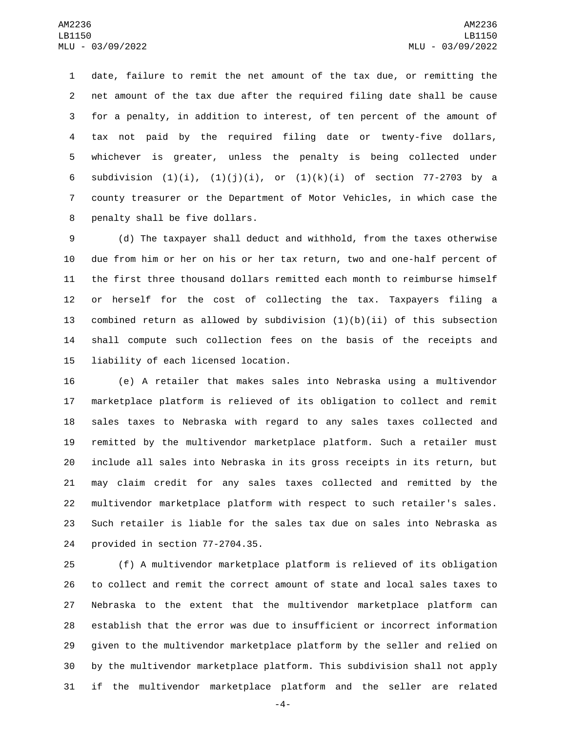date, failure to remit the net amount of the tax due, or remitting the net amount of the tax due after the required filing date shall be cause for a penalty, in addition to interest, of ten percent of the amount of tax not paid by the required filing date or twenty-five dollars, whichever is greater, unless the penalty is being collected under subdivision (1)(i), (1)(j)(i), or (1)(k)(i) of section 77-2703 by a county treasurer or the Department of Motor Vehicles, in which case the penalty shall be five dollars.

(d) The taxpayer shall deduct and withhold, from the taxes otherwise due from him or her on his or her tax return, two and one-half percent of the first three thousand dollars remitted each month to reimburse himself or herself for the cost of collecting the tax. Taxpayers filing a combined return as allowed by subdivision (1)(b)(ii) of this subsection shall compute such collection fees on the basis of the receipts and liability of each licensed location.

(e) A retailer that makes sales into Nebraska using a multivendor marketplace platform is relieved of its obligation to collect and remit sales taxes to Nebraska with regard to any sales taxes collected and remitted by the multivendor marketplace platform. Such a retailer must include all sales into Nebraska in its gross receipts in its return, but may claim credit for any sales taxes collected and remitted by the multivendor marketplace platform with respect to such retailer's sales. Such retailer is liable for the sales tax due on sales into Nebraska as provided in section 77-2704.35.

(f) A multivendor marketplace platform is relieved of its obligation to collect and remit the correct amount of state and local sales taxes to Nebraska to the extent that the multivendor marketplace platform can establish that the error was due to insufficient or incorrect information given to the multivendor marketplace platform by the seller and relied on by the multivendor marketplace platform. This subdivision shall not apply if the multivendor marketplace platform and the seller are related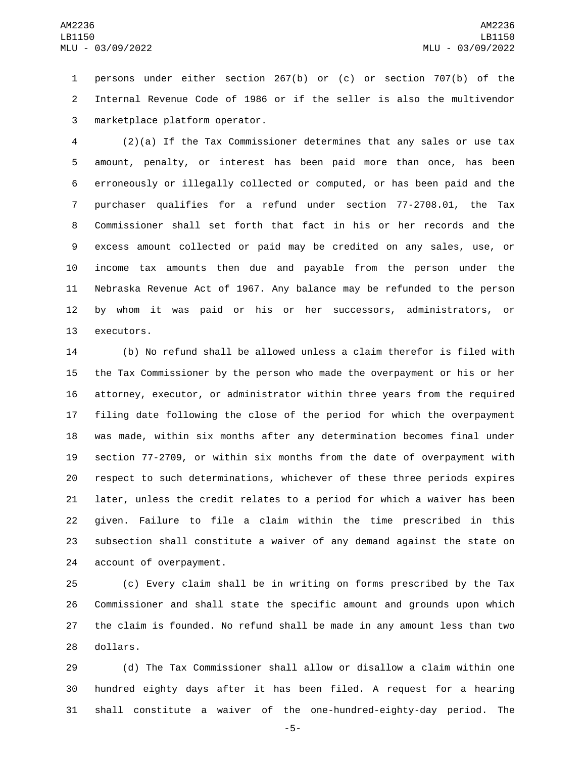persons under either section 267(b) or (c) or section 707(b) of the Internal Revenue Code of 1986 or if the seller is also the multivendor marketplace platform operator.

(2)(a) If the Tax Commissioner determines that any sales or use tax amount, penalty, or interest has been paid more than once, has been erroneously or illegally collected or computed, or has been paid and the purchaser qualifies for a refund under section 77-2708.01, the Tax Commissioner shall set forth that fact in his or her records and the excess amount collected or paid may be credited on any sales, use, or income tax amounts then due and payable from the person under the Nebraska Revenue Act of 1967. Any balance may be refunded to the person by whom it was paid or his or her successors, administrators, or executors.

(b) No refund shall be allowed unless a claim therefor is filed with the Tax Commissioner by the person who made the overpayment or his or her attorney, executor, or administrator within three years from the required filing date following the close of the period for which the overpayment was made, within six months after any determination becomes final under section 77-2709, or within six months from the date of overpayment with respect to such determinations, whichever of these three periods expires later, unless the credit relates to a period for which a waiver has been given. Failure to file a claim within the time prescribed in this subsection shall constitute a waiver of any demand against the state on account of overpayment.

(c) Every claim shall be in writing on forms prescribed by the Tax Commissioner and shall state the specific amount and grounds upon which the claim is founded. No refund shall be made in any amount less than two dollars.

(d) The Tax Commissioner shall allow or disallow a claim within one hundred eighty days after it has been filed. A request for a hearing shall constitute a waiver of the one-hundred-eighty-day period. The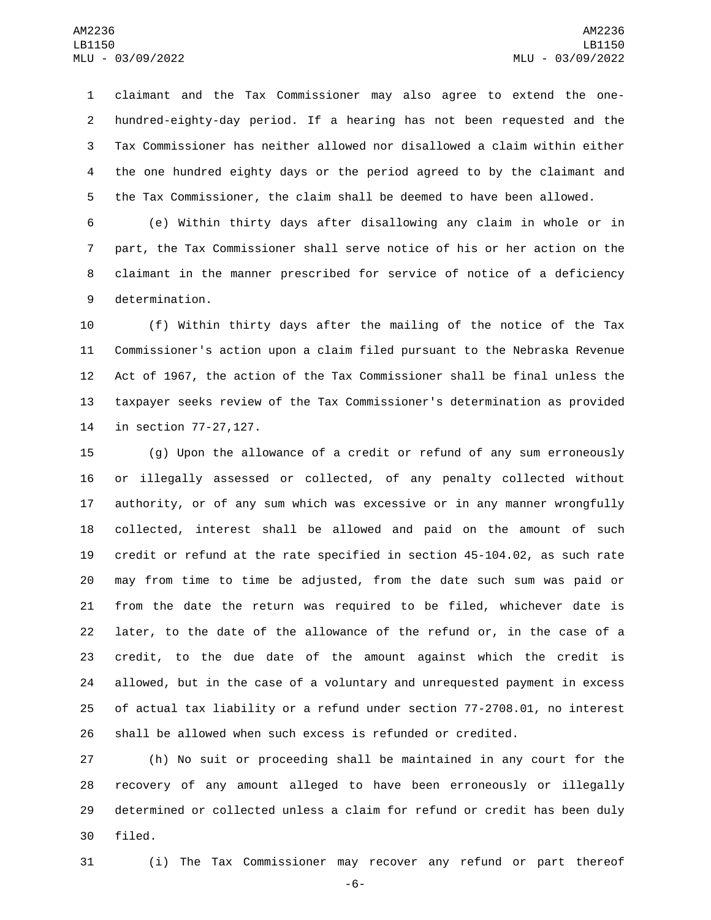claimant and the Tax Commissioner may also agree to extend the one-hundred-eighty-day period. If a hearing has not been requested and the Tax Commissioner has neither allowed nor disallowed a claim within either the one hundred eighty days or the period agreed to by the claimant and the Tax Commissioner, the claim shall be deemed to have been allowed.

(e) Within thirty days after disallowing any claim in whole or in part, the Tax Commissioner shall serve notice of his or her action on the claimant in the manner prescribed for service of notice of a deficiency determination.

(f) Within thirty days after the mailing of the notice of the Tax Commissioner's action upon a claim filed pursuant to the Nebraska Revenue Act of 1967, the action of the Tax Commissioner shall be final unless the taxpayer seeks review of the Tax Commissioner's determination as provided in section 77-27,127.

(g) Upon the allowance of a credit or refund of any sum erroneously or illegally assessed or collected, of any penalty collected without authority, or of any sum which was excessive or in any manner wrongfully collected, interest shall be allowed and paid on the amount of such credit or refund at the rate specified in section 45-104.02, as such rate may from time to time be adjusted, from the date such sum was paid or from the date the return was required to be filed, whichever date is later, to the date of the allowance of the refund or, in the case of a credit, to the due date of the amount against which the credit is allowed, but in the case of a voluntary and unrequested payment in excess of actual tax liability or a refund under section 77-2708.01, no interest shall be allowed when such excess is refunded or credited.

(h) No suit or proceeding shall be maintained in any court for the recovery of any amount alleged to have been erroneously or illegally determined or collected unless a claim for refund or credit has been duly filed.

(i) The Tax Commissioner may recover any refund or part thereof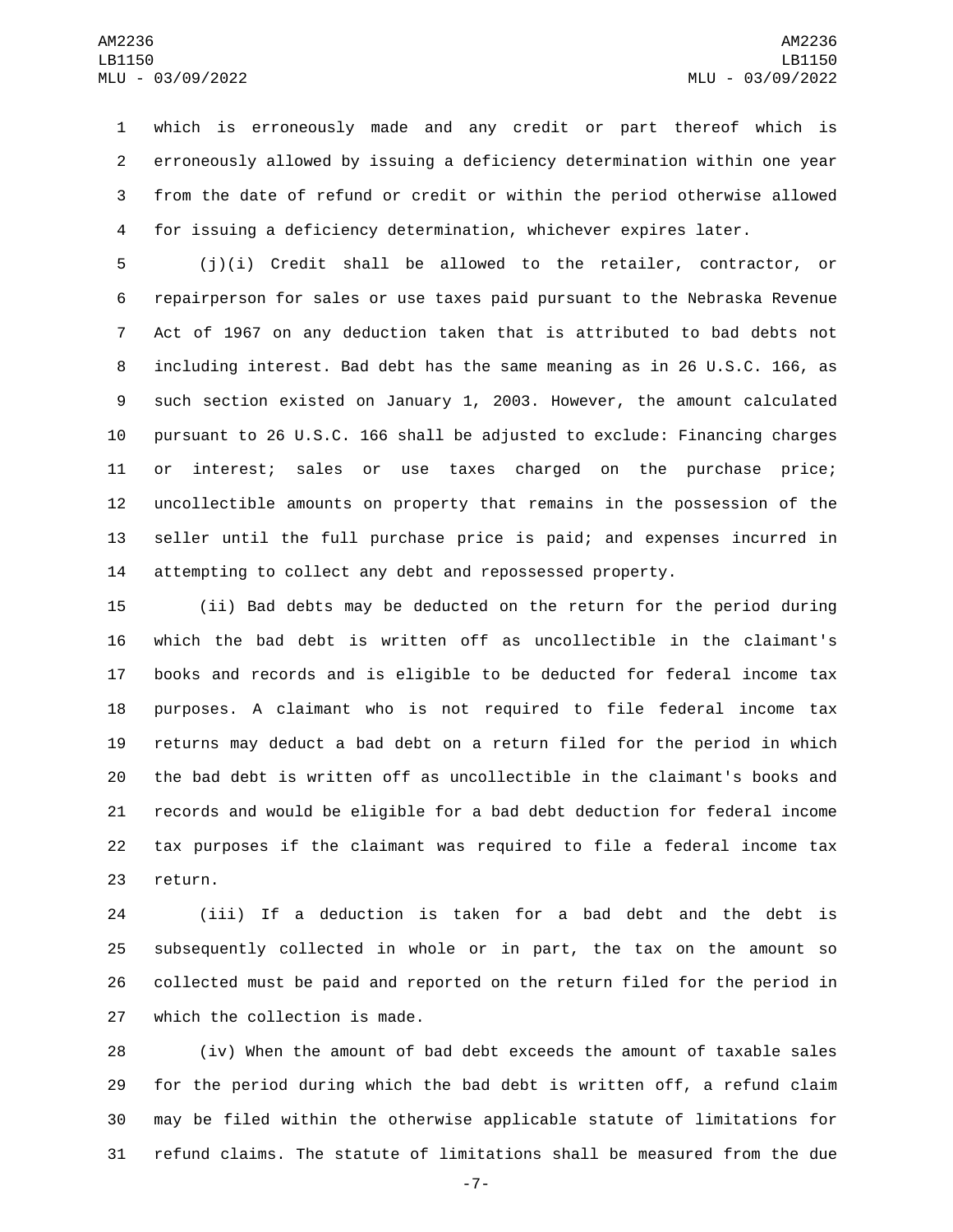which is erroneously made and any credit or part thereof which is erroneously allowed by issuing a deficiency determination within one year from the date of refund or credit or within the period otherwise allowed for issuing a deficiency determination, whichever expires later.

(j)(i) Credit shall be allowed to the retailer, contractor, or repairperson for sales or use taxes paid pursuant to the Nebraska Revenue Act of 1967 on any deduction taken that is attributed to bad debts not including interest. Bad debt has the same meaning as in 26 U.S.C. 166, as such section existed on January 1, 2003. However, the amount calculated pursuant to 26 U.S.C. 166 shall be adjusted to exclude: Financing charges or interest; sales or use taxes charged on the purchase price; uncollectible amounts on property that remains in the possession of the seller until the full purchase price is paid; and expenses incurred in attempting to collect any debt and repossessed property.

(ii) Bad debts may be deducted on the return for the period during which the bad debt is written off as uncollectible in the claimant's books and records and is eligible to be deducted for federal income tax purposes. A claimant who is not required to file federal income tax returns may deduct a bad debt on a return filed for the period in which the bad debt is written off as uncollectible in the claimant's books and records and would be eligible for a bad debt deduction for federal income tax purposes if the claimant was required to file a federal income tax return.

(iii) If a deduction is taken for a bad debt and the debt is subsequently collected in whole or in part, the tax on the amount so collected must be paid and reported on the return filed for the period in which the collection is made.

(iv) When the amount of bad debt exceeds the amount of taxable sales for the period during which the bad debt is written off, a refund claim may be filed within the otherwise applicable statute of limitations for refund claims. The statute of limitations shall be measured from the due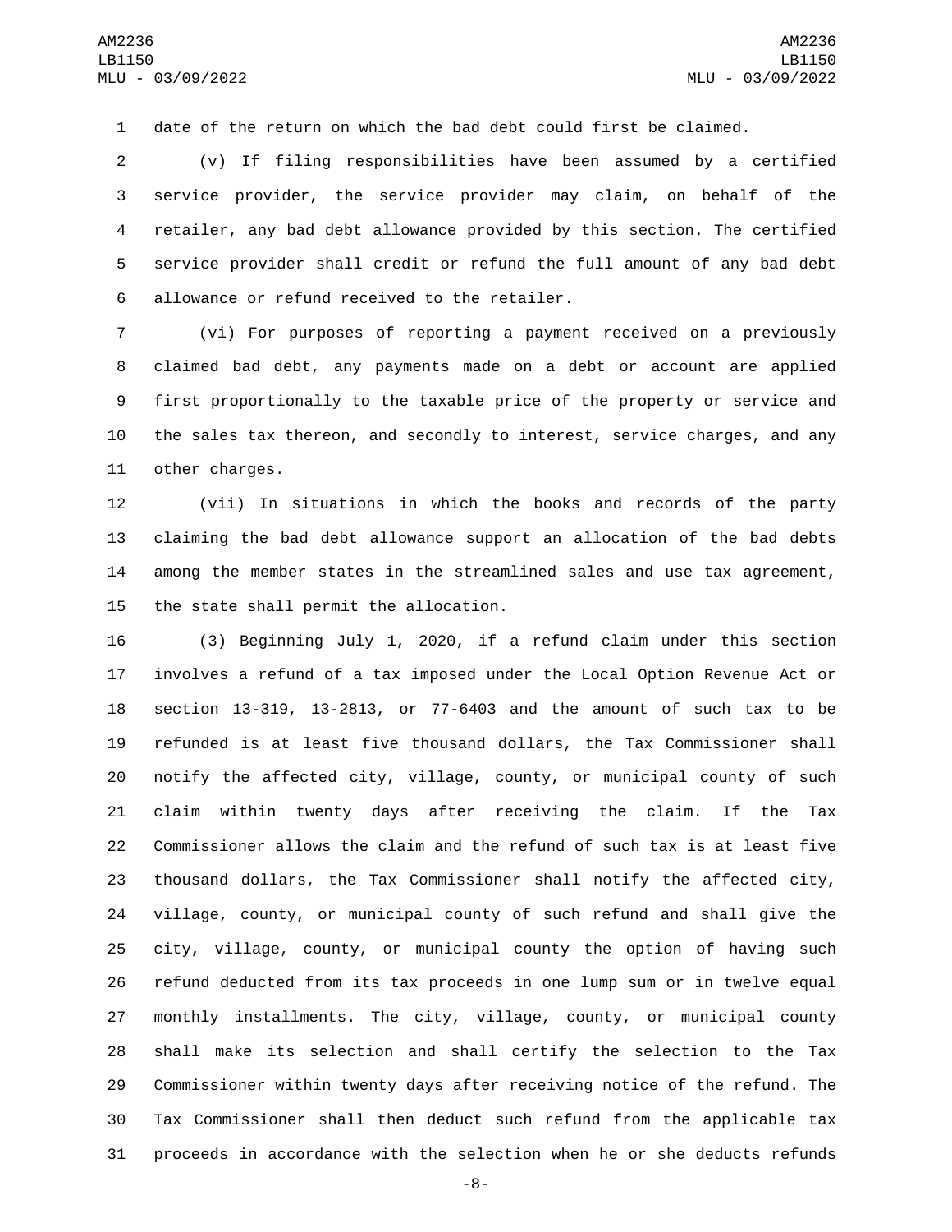date of the return on which the bad debt could first be claimed.

(v) If filing responsibilities have been assumed by a certified service provider, the service provider may claim, on behalf of the retailer, any bad debt allowance provided by this section. The certified service provider shall credit or refund the full amount of any bad debt allowance or refund received to the retailer.

(vi) For purposes of reporting a payment received on a previously claimed bad debt, any payments made on a debt or account are applied first proportionally to the taxable price of the property or service and the sales tax thereon, and secondly to interest, service charges, and any other charges.

(vii) In situations in which the books and records of the party claiming the bad debt allowance support an allocation of the bad debts among the member states in the streamlined sales and use tax agreement, the state shall permit the allocation.

(3) Beginning July 1, 2020, if a refund claim under this section involves a refund of a tax imposed under the Local Option Revenue Act or section 13-319, 13-2813, or 77-6403 and the amount of such tax to be refunded is at least five thousand dollars, the Tax Commissioner shall notify the affected city, village, county, or municipal county of such claim within twenty days after receiving the claim. If the Tax Commissioner allows the claim and the refund of such tax is at least five thousand dollars, the Tax Commissioner shall notify the affected city, village, county, or municipal county of such refund and shall give the city, village, county, or municipal county the option of having such refund deducted from its tax proceeds in one lump sum or in twelve equal monthly installments. The city, village, county, or municipal county shall make its selection and shall certify the selection to the Tax Commissioner within twenty days after receiving notice of the refund. The Tax Commissioner shall then deduct such refund from the applicable tax proceeds in accordance with the selection when he or she deducts refunds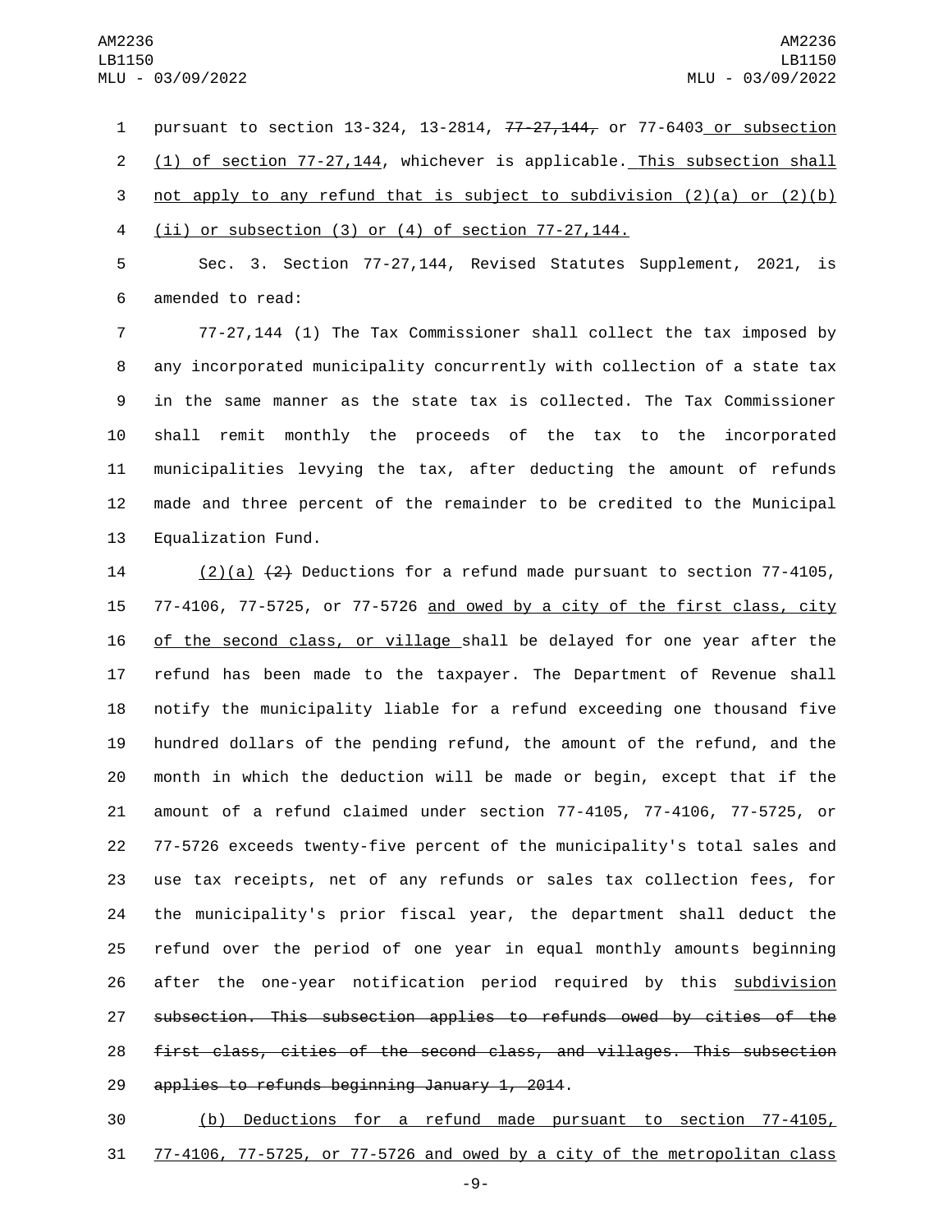pursuant to section 13-324, 13-2814, ~~77-27,144,~~ or 77-6403 or subsection (1) of section 77-27,144, whichever is applicable. This subsection shall not apply to any refund that is subject to subdivision (2)(a) or (2)(b)(ii) or subsection (3) or (4) of section 77-27,144.

Sec. 3. Section 77-27,144, Revised Statutes Supplement, 2021, is amended to read:

77-27,144 (1) The Tax Commissioner shall collect the tax imposed by any incorporated municipality concurrently with collection of a state tax in the same manner as the state tax is collected. The Tax Commissioner shall remit monthly the proceeds of the tax to the incorporated municipalities levying the tax, after deducting the amount of refunds made and three percent of the remainder to be credited to the Municipal Equalization Fund.

(2)(a) ~~(2)~~ Deductions for a refund made pursuant to section 77-4105, 77-4106, 77-5725, or 77-5726 and owed by a city of the first class, city of the second class, or village shall be delayed for one year after the refund has been made to the taxpayer. The Department of Revenue shall notify the municipality liable for a refund exceeding one thousand five hundred dollars of the pending refund, the amount of the refund, and the month in which the deduction will be made or begin, except that if the amount of a refund claimed under section 77-4105, 77-4106, 77-5725, or 77-5726 exceeds twenty-five percent of the municipality's total sales and use tax receipts, net of any refunds or sales tax collection fees, for the municipality's prior fiscal year, the department shall deduct the refund over the period of one year in equal monthly amounts beginning after the one-year notification period required by this subdivision ~~subsection. This subsection applies to refunds owed by cities of the first class, cities of the second class, and villages. This subsection applies to refunds beginning January 1, 2014~~.

(b) Deductions for a refund made pursuant to section 77-4105, 77-4106, 77-5725, or 77-5726 and owed by a city of the metropolitan class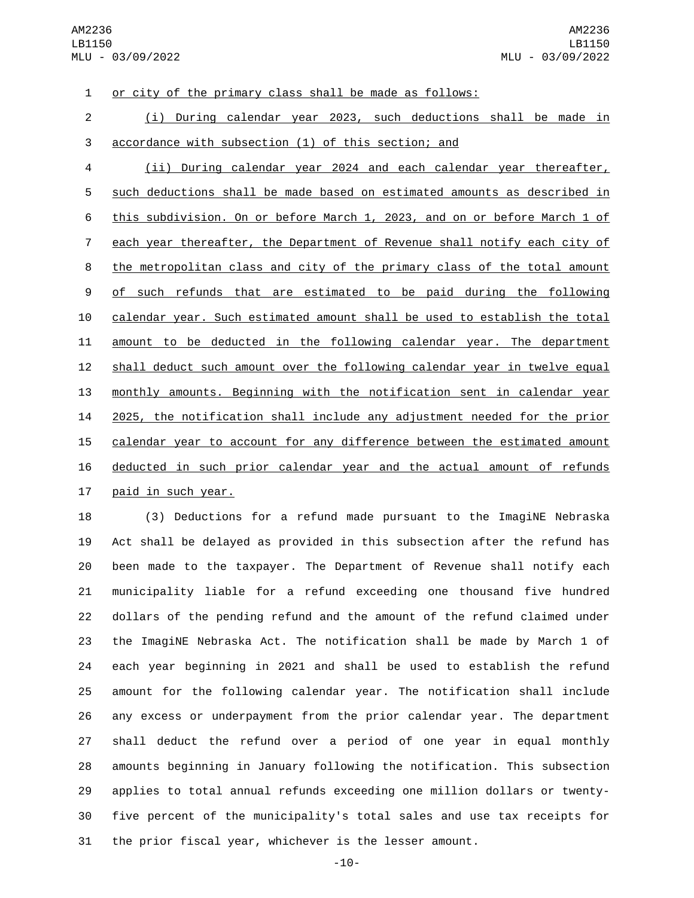or city of the primary class shall be made as follows:

(i) During calendar year 2023, such deductions shall be made in accordance with subsection (1) of this section; and

(ii) During calendar year 2024 and each calendar year thereafter, such deductions shall be made based on estimated amounts as described in this subdivision. On or before March 1, 2023, and on or before March 1 of each year thereafter, the Department of Revenue shall notify each city of the metropolitan class and city of the primary class of the total amount of such refunds that are estimated to be paid during the following calendar year. Such estimated amount shall be used to establish the total amount to be deducted in the following calendar year. The department shall deduct such amount over the following calendar year in twelve equal monthly amounts. Beginning with the notification sent in calendar year 2025, the notification shall include any adjustment needed for the prior calendar year to account for any difference between the estimated amount deducted in such prior calendar year and the actual amount of refunds paid in such year.

(3) Deductions for a refund made pursuant to the ImagiNE Nebraska Act shall be delayed as provided in this subsection after the refund has been made to the taxpayer. The Department of Revenue shall notify each municipality liable for a refund exceeding one thousand five hundred dollars of the pending refund and the amount of the refund claimed under the ImagiNE Nebraska Act. The notification shall be made by March 1 of each year beginning in 2021 and shall be used to establish the refund amount for the following calendar year. The notification shall include any excess or underpayment from the prior calendar year. The department shall deduct the refund over a period of one year in equal monthly amounts beginning in January following the notification. This subsection applies to total annual refunds exceeding one million dollars or twenty-five percent of the municipality's total sales and use tax receipts for the prior fiscal year, whichever is the lesser amount.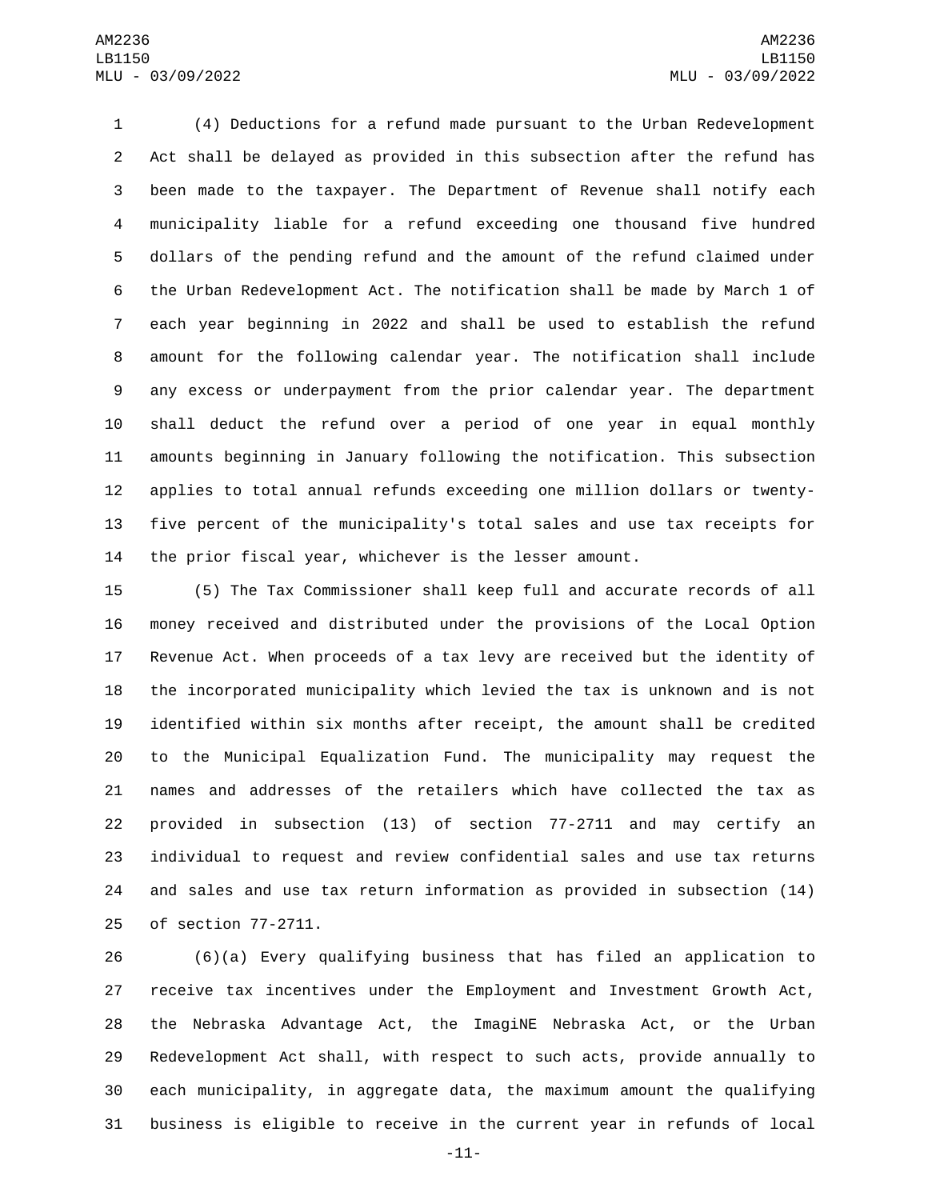(4) Deductions for a refund made pursuant to the Urban Redevelopment Act shall be delayed as provided in this subsection after the refund has been made to the taxpayer. The Department of Revenue shall notify each municipality liable for a refund exceeding one thousand five hundred dollars of the pending refund and the amount of the refund claimed under the Urban Redevelopment Act. The notification shall be made by March 1 of each year beginning in 2022 and shall be used to establish the refund amount for the following calendar year. The notification shall include any excess or underpayment from the prior calendar year. The department shall deduct the refund over a period of one year in equal monthly amounts beginning in January following the notification. This subsection applies to total annual refunds exceeding one million dollars or twenty-five percent of the municipality's total sales and use tax receipts for the prior fiscal year, whichever is the lesser amount.

(5) The Tax Commissioner shall keep full and accurate records of all money received and distributed under the provisions of the Local Option Revenue Act. When proceeds of a tax levy are received but the identity of the incorporated municipality which levied the tax is unknown and is not identified within six months after receipt, the amount shall be credited to the Municipal Equalization Fund. The municipality may request the names and addresses of the retailers which have collected the tax as provided in subsection (13) of section 77-2711 and may certify an individual to request and review confidential sales and use tax returns and sales and use tax return information as provided in subsection (14) of section 77-2711.

(6)(a) Every qualifying business that has filed an application to receive tax incentives under the Employment and Investment Growth Act, the Nebraska Advantage Act, the ImagiNE Nebraska Act, or the Urban Redevelopment Act shall, with respect to such acts, provide annually to each municipality, in aggregate data, the maximum amount the qualifying business is eligible to receive in the current year in refunds of local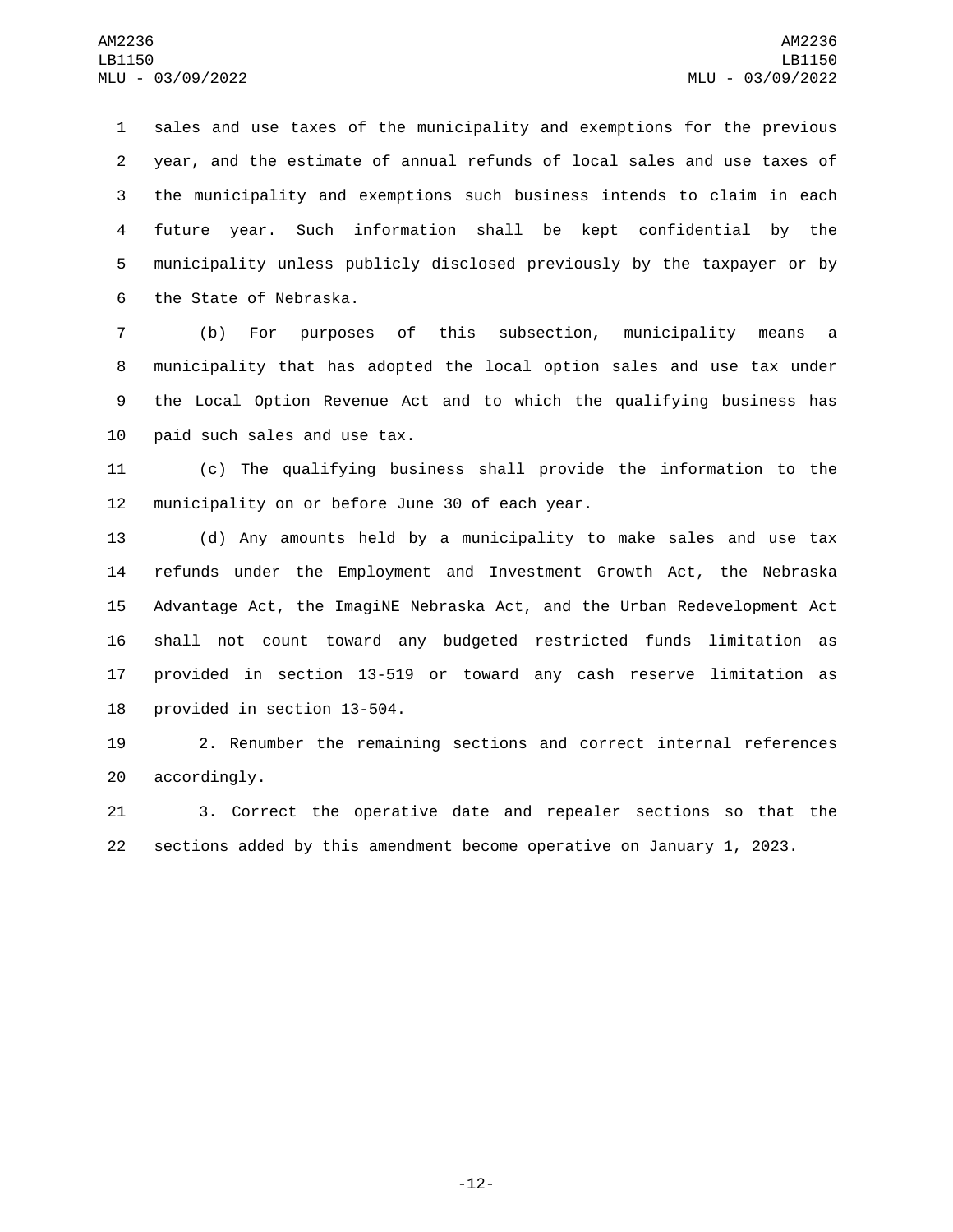sales and use taxes of the municipality and exemptions for the previous year, and the estimate of annual refunds of local sales and use taxes of the municipality and exemptions such business intends to claim in each future year. Such information shall be kept confidential by the municipality unless publicly disclosed previously by the taxpayer or by the State of Nebraska.

(b) For purposes of this subsection, municipality means a municipality that has adopted the local option sales and use tax under the Local Option Revenue Act and to which the qualifying business has paid such sales and use tax.

(c) The qualifying business shall provide the information to the municipality on or before June 30 of each year.

(d) Any amounts held by a municipality to make sales and use tax refunds under the Employment and Investment Growth Act, the Nebraska Advantage Act, the ImagiNE Nebraska Act, and the Urban Redevelopment Act shall not count toward any budgeted restricted funds limitation as provided in section 13-519 or toward any cash reserve limitation as provided in section 13-504.

2. Renumber the remaining sections and correct internal references accordingly.

3. Correct the operative date and repealer sections so that the sections added by this amendment become operative on January 1, 2023.